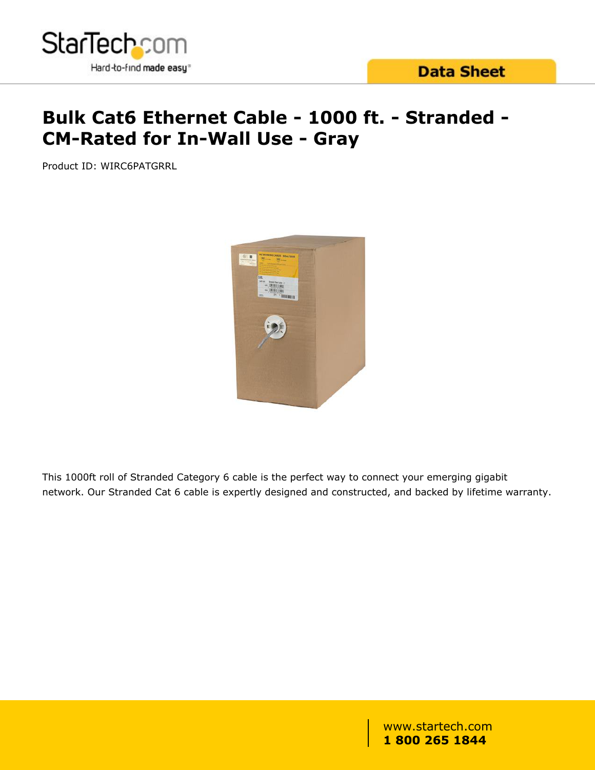# Bulk Cat6 Ethernet Cable - 1000 ft. - Stranded - CM-Rated for In-Wall Use - Gray

Product ID: WIRC6PATGRRL

This 1000ft roll of Stranded Category 6 cable is the perfect way to connect your emerging gigabit network. Our Stranded Cat 6 cable is expertly designed and constructed, and backed by lifetime warranty.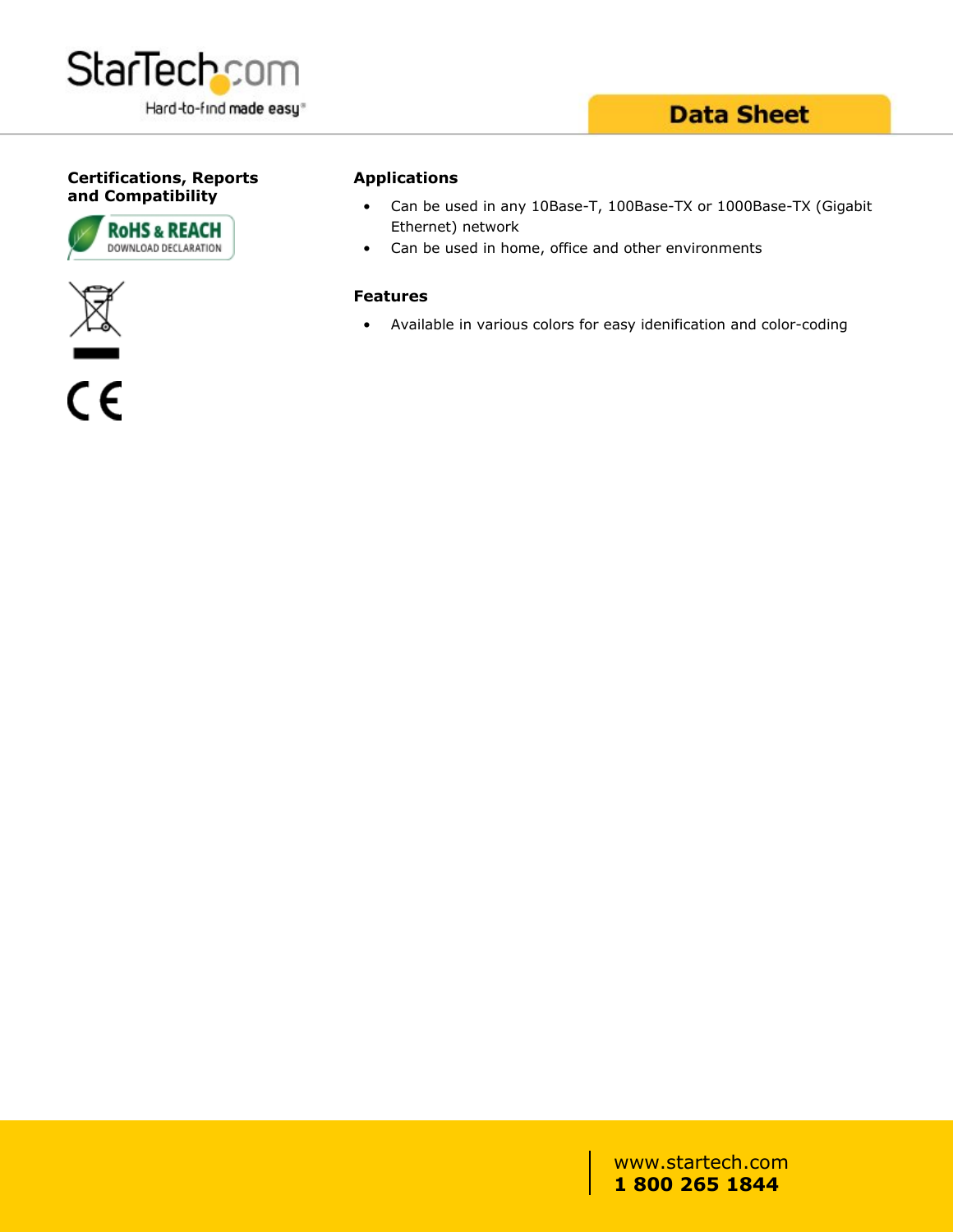## Certifications, Reports and Compatibility

RoHS & REACH DOWNLOAD DECLARATION

## Applications

- Can be used in any 10Base-T, 100Base-TX or 1000Base-TX (Gigabit Ethernet) network
- Can be used in home, office and other environments

## Features

- Available in various colors for easy idenification and color-coding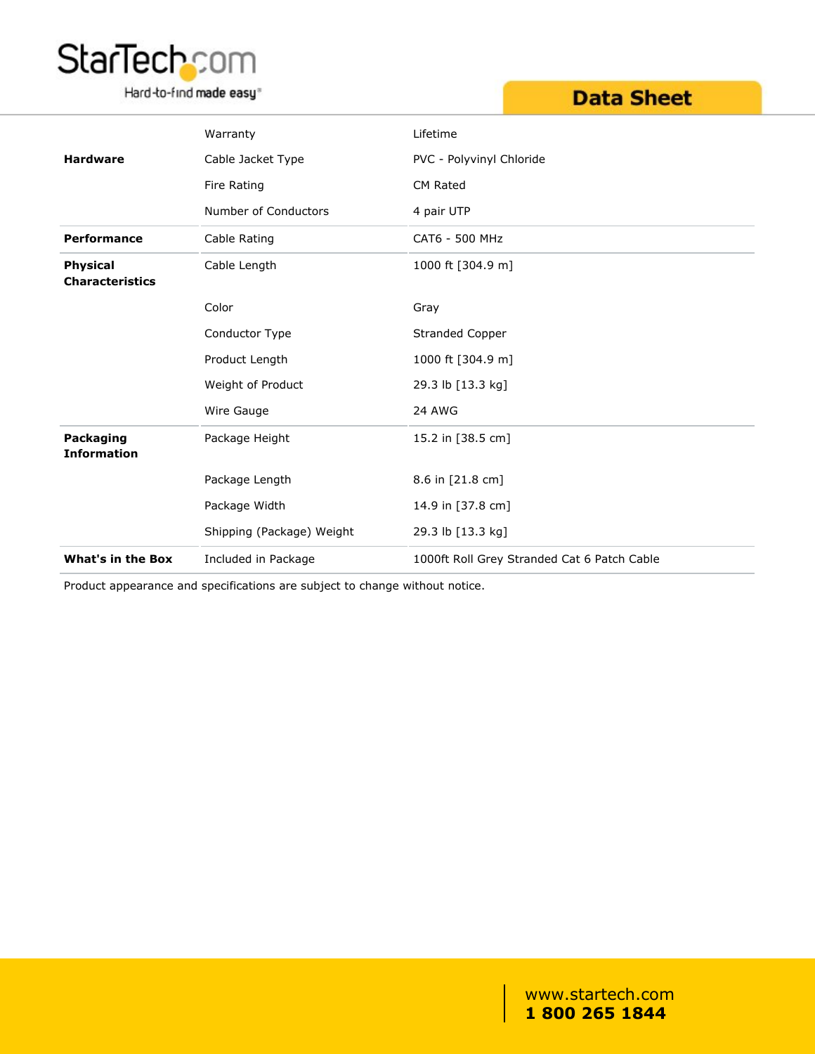| | | |
|---|---|---|
| **Hardware** | Warranty | Lifetime |
| | Cable Jacket Type | PVC - Polyvinyl Chloride |
| | Fire Rating | CM Rated |
| | Number of Conductors | 4 pair UTP |
| **Performance** | Cable Rating | CAT6 - 500 MHz |
| **Physical Characteristics** | Cable Length | 1000 ft [304.9 m] |
| | Color | Gray |
| | Conductor Type | Stranded Copper |
| | Product Length | 1000 ft [304.9 m] |
| | Weight of Product | 29.3 lb [13.3 kg] |
| | Wire Gauge | 24 AWG |
| **Packaging Information** | Package Height | 15.2 in [38.5 cm] |
| | Package Length | 8.6 in [21.8 cm] |
| | Package Width | 14.9 in [37.8 cm] |
| | Shipping (Package) Weight | 29.3 lb [13.3 kg] |
| **What's in the Box** | Included in Package | 1000ft Roll Grey Stranded Cat 6 Patch Cable |

Product appearance and specifications are subject to change without notice.